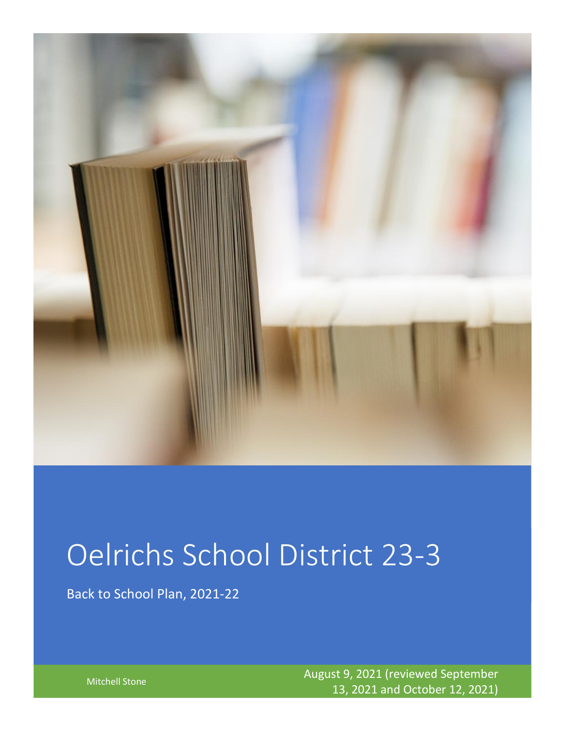# Oelrichs School District 23-3

Back to School Plan, 2021-22

Mitchell Stone

August 9, 2021 (reviewed September 13, 2021 and October 12, 2021)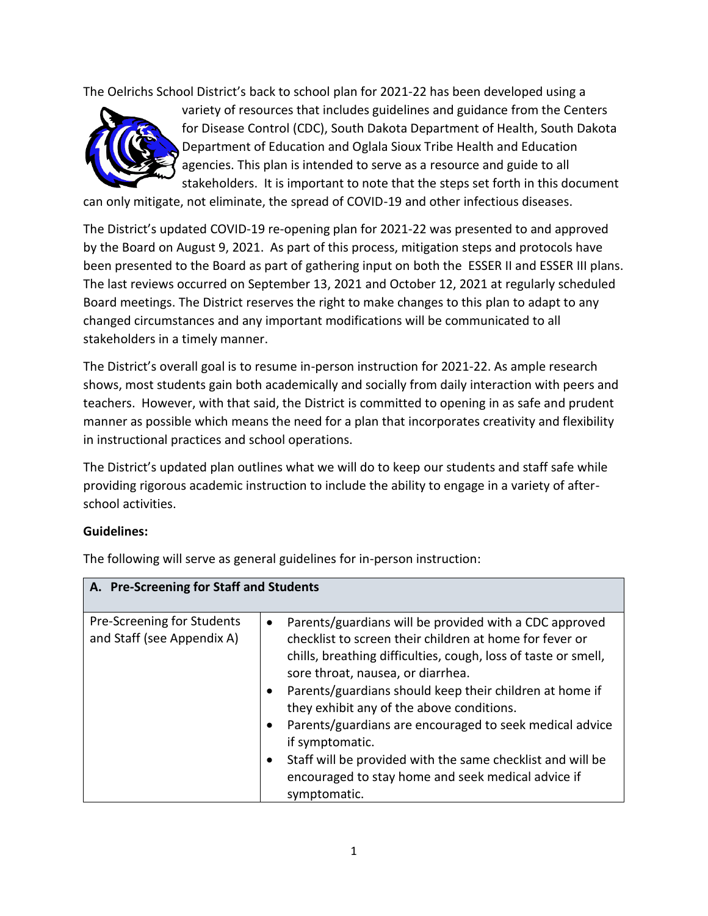The Oelrichs School District's back to school plan for 2021-22 has been developed using a variety of resources that includes guidelines and guidance from the Centers for Disease Control (CDC), South Dakota Department of Health, South Dakota Department of Education and Oglala Sioux Tribe Health and Education agencies. This plan is intended to serve as a resource and guide to all stakeholders. It is important to note that the steps set forth in this document can only mitigate, not eliminate, the spread of COVID-19 and other infectious diseases.

The District's updated COVID-19 re-opening plan for 2021-22 was presented to and approved by the Board on August 9, 2021. As part of this process, mitigation steps and protocols have been presented to the Board as part of gathering input on both the ESSER II and ESSER III plans. The last reviews occurred on September 13, 2021 and October 12, 2021 at regularly scheduled Board meetings. The District reserves the right to make changes to this plan to adapt to any changed circumstances and any important modifications will be communicated to all stakeholders in a timely manner.

The District's overall goal is to resume in-person instruction for 2021-22. As ample research shows, most students gain both academically and socially from daily interaction with peers and teachers. However, with that said, the District is committed to opening in as safe and prudent manner as possible which means the need for a plan that incorporates creativity and flexibility in instructional practices and school operations.

The District's updated plan outlines what we will do to keep our students and staff safe while providing rigorous academic instruction to include the ability to engage in a variety of after-school activities.

**Guidelines:**

The following will serve as general guidelines for in-person instruction:

| **A. Pre-Screening for Staff and Students** | |
|---|---|
| Pre-Screening for Students and Staff (see Appendix A) | • Parents/guardians will be provided with a CDC approved checklist to screen their children at home for fever or chills, breathing difficulties, cough, loss of taste or smell, sore throat, nausea, or diarrhea.<br>• Parents/guardians should keep their children at home if they exhibit any of the above conditions.<br>• Parents/guardians are encouraged to seek medical advice if symptomatic.<br>• Staff will be provided with the same checklist and will be encouraged to stay home and seek medical advice if symptomatic. |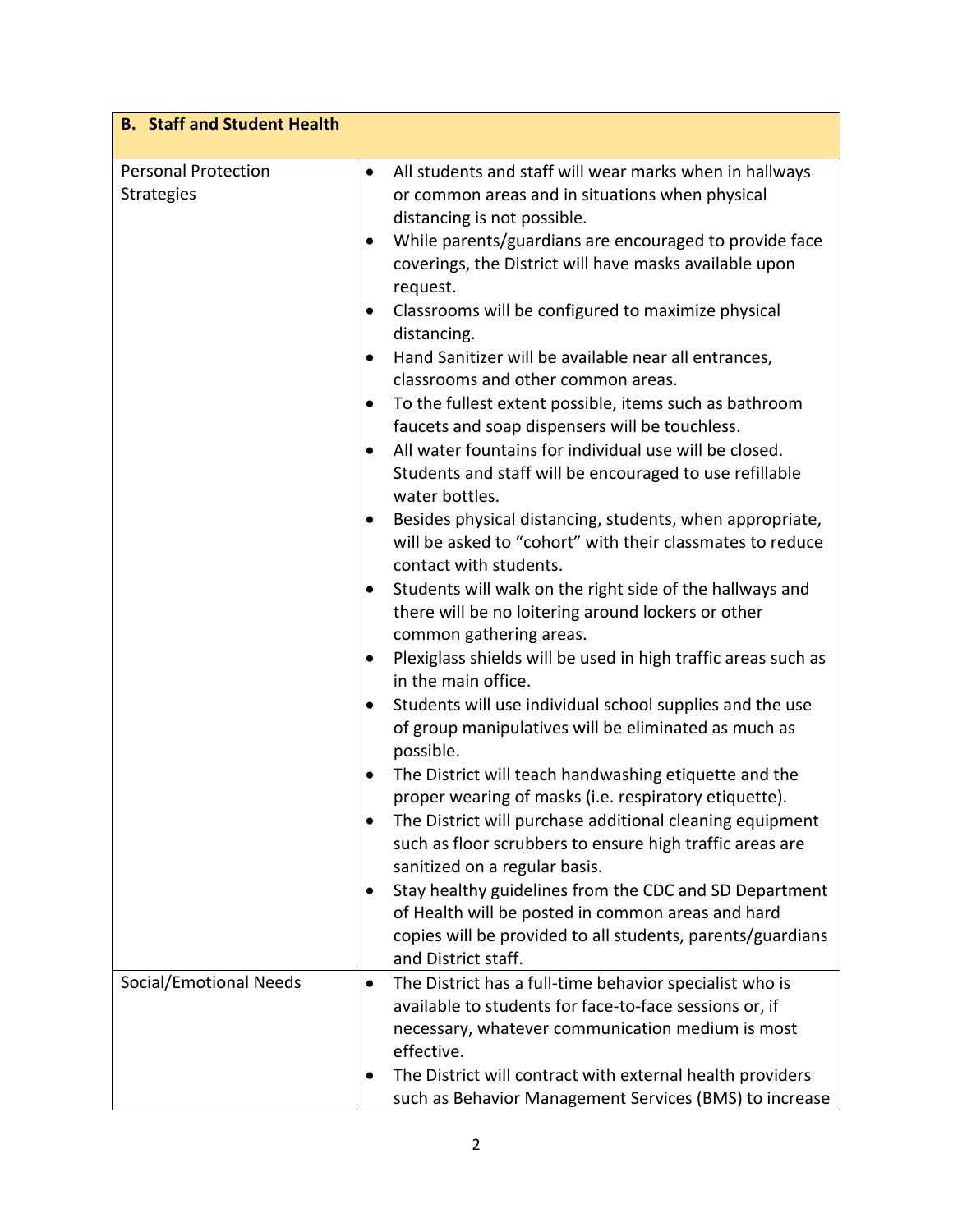| **B. Staff and Student Health** | |
|---|---|
| Personal Protection Strategies | • All students and staff will wear marks when in hallways or common areas and in situations when physical distancing is not possible.<br>• While parents/guardians are encouraged to provide face coverings, the District will have masks available upon request.<br>• Classrooms will be configured to maximize physical distancing.<br>• Hand Sanitizer will be available near all entrances, classrooms and other common areas.<br>• To the fullest extent possible, items such as bathroom faucets and soap dispensers will be touchless.<br>• All water fountains for individual use will be closed. Students and staff will be encouraged to use refillable water bottles.<br>• Besides physical distancing, students, when appropriate, will be asked to "cohort" with their classmates to reduce contact with students.<br>• Students will walk on the right side of the hallways and there will be no loitering around lockers or other common gathering areas.<br>• Plexiglass shields will be used in high traffic areas such as in the main office.<br>• Students will use individual school supplies and the use of group manipulatives will be eliminated as much as possible.<br>• The District will teach handwashing etiquette and the proper wearing of masks (i.e. respiratory etiquette).<br>• The District will purchase additional cleaning equipment such as floor scrubbers to ensure high traffic areas are sanitized on a regular basis.<br>• Stay healthy guidelines from the CDC and SD Department of Health will be posted in common areas and hard copies will be provided to all students, parents/guardians and District staff. |
| Social/Emotional Needs | • The District has a full-time behavior specialist who is available to students for face-to-face sessions or, if necessary, whatever communication medium is most effective.<br>• The District will contract with external health providers such as Behavior Management Services (BMS) to increase |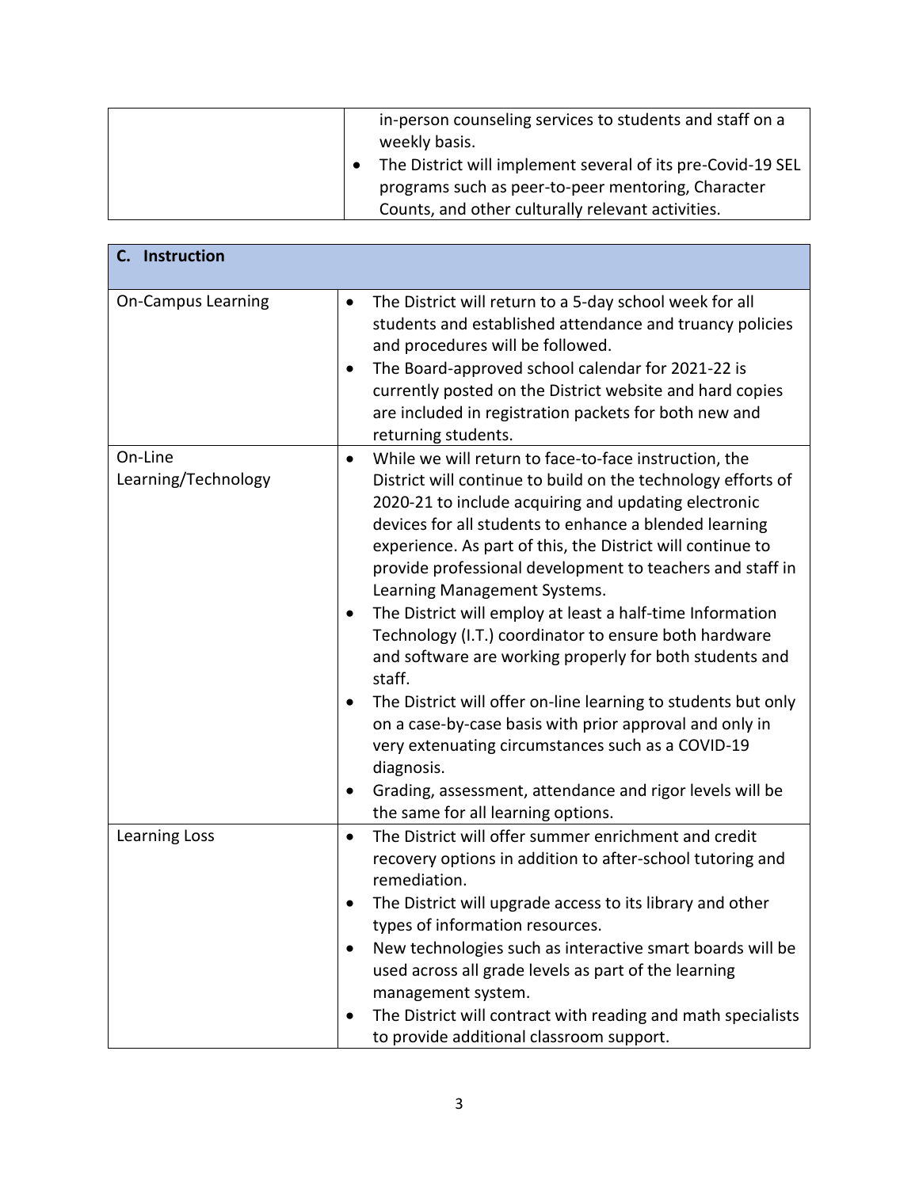| | |
|---|---|
| | in-person counseling services to students and staff on a weekly basis.<br>• The District will implement several of its pre-Covid-19 SEL programs such as peer-to-peer mentoring, Character Counts, and other culturally relevant activities. |

| **C. Instruction** | |
|---|---|
| On-Campus Learning | • The District will return to a 5-day school week for all students and established attendance and truancy policies and procedures will be followed.<br>• The Board-approved school calendar for 2021-22 is currently posted on the District website and hard copies are included in registration packets for both new and returning students. |
| On-Line Learning/Technology | • While we will return to face-to-face instruction, the District will continue to build on the technology efforts of 2020-21 to include acquiring and updating electronic devices for all students to enhance a blended learning experience. As part of this, the District will continue to provide professional development to teachers and staff in Learning Management Systems.<br>• The District will employ at least a half-time Information Technology (I.T.) coordinator to ensure both hardware and software are working properly for both students and staff.<br>• The District will offer on-line learning to students but only on a case-by-case basis with prior approval and only in very extenuating circumstances such as a COVID-19 diagnosis.<br>• Grading, assessment, attendance and rigor levels will be the same for all learning options. |
| Learning Loss | • The District will offer summer enrichment and credit recovery options in addition to after-school tutoring and remediation.<br>• The District will upgrade access to its library and other types of information resources.<br>• New technologies such as interactive smart boards will be used across all grade levels as part of the learning management system.<br>• The District will contract with reading and math specialists to provide additional classroom support. |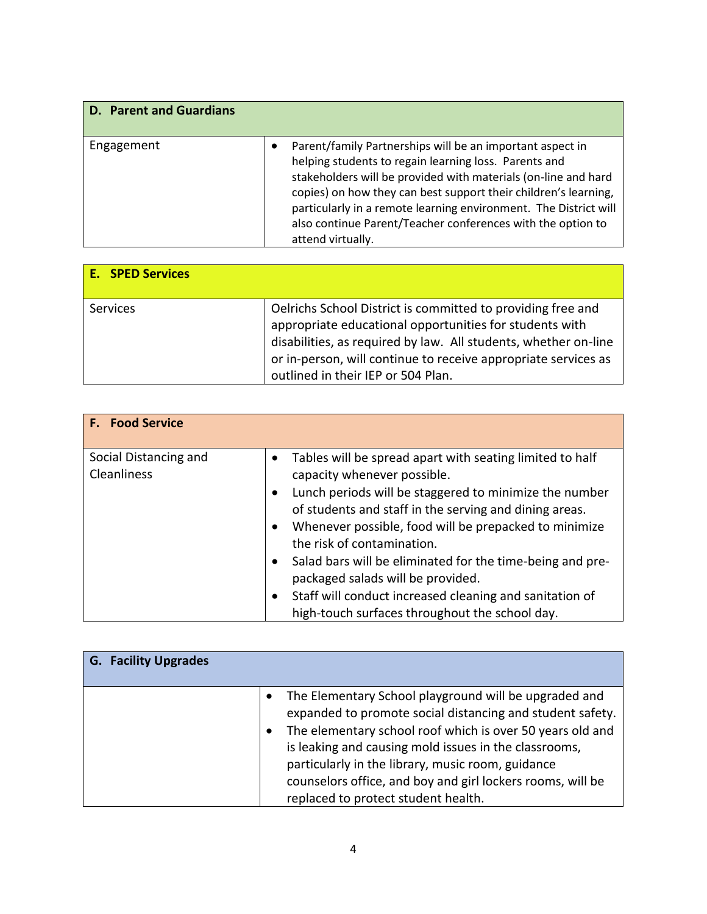| D. Parent and Guardians | |
|---|---|
| Engagement | • Parent/family Partnerships will be an important aspect in helping students to regain learning loss. Parents and stakeholders will be provided with materials (on-line and hard copies) on how they can best support their children's learning, particularly in a remote learning environment. The District will also continue Parent/Teacher conferences with the option to attend virtually. |

| E. SPED Services | |
|---|---|
| Services | Oelrichs School District is committed to providing free and appropriate educational opportunities for students with disabilities, as required by law. All students, whether on-line or in-person, will continue to receive appropriate services as outlined in their IEP or 504 Plan. |

| F. Food Service | |
|---|---|
| Social Distancing and Cleanliness | • Tables will be spread apart with seating limited to half capacity whenever possible.<br>• Lunch periods will be staggered to minimize the number of students and staff in the serving and dining areas.<br>• Whenever possible, food will be prepacked to minimize the risk of contamination.<br>• Salad bars will be eliminated for the time-being and pre-packaged salads will be provided.<br>• Staff will conduct increased cleaning and sanitation of high-touch surfaces throughout the school day. |

| G. Facility Upgrades | |
|---|---|
| | • The Elementary School playground will be upgraded and expanded to promote social distancing and student safety.<br>• The elementary school roof which is over 50 years old and is leaking and causing mold issues in the classrooms, particularly in the library, music room, guidance counselors office, and boy and girl lockers rooms, will be replaced to protect student health. |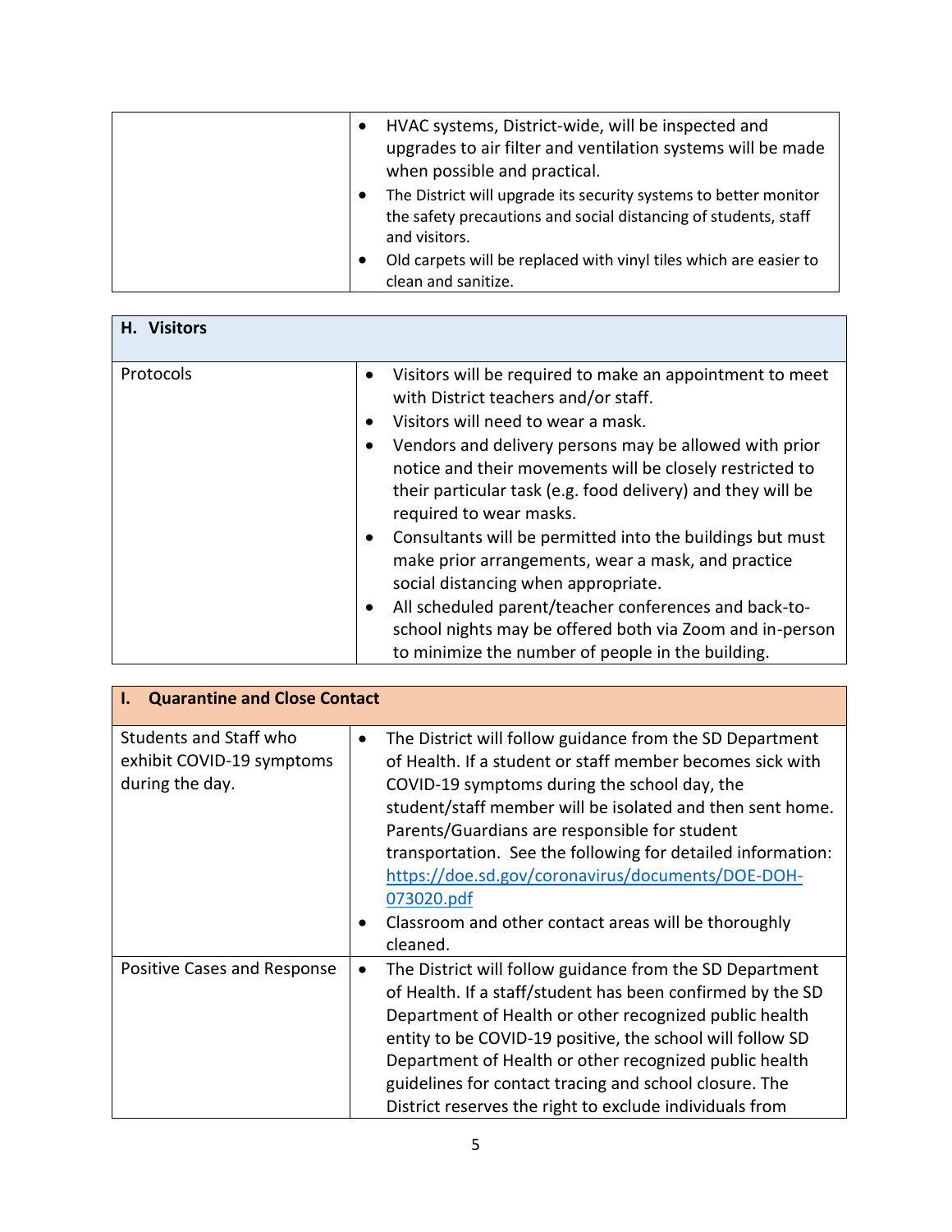| | |
|---|---|
| | • HVAC systems, District-wide, will be inspected and upgrades to air filter and ventilation systems will be made when possible and practical.<br>• The District will upgrade its security systems to better monitor the safety precautions and social distancing of students, staff and visitors.<br>• Old carpets will be replaced with vinyl tiles which are easier to clean and sanitize. |

| **H. Visitors** | |
|---|---|
| Protocols | • Visitors will be required to make an appointment to meet with District teachers and/or staff.<br>• Visitors will need to wear a mask.<br>• Vendors and delivery persons may be allowed with prior notice and their movements will be closely restricted to their particular task (e.g. food delivery) and they will be required to wear masks.<br>• Consultants will be permitted into the buildings but must make prior arrangements, wear a mask, and practice social distancing when appropriate.<br>• All scheduled parent/teacher conferences and back-to-school nights may be offered both via Zoom and in-person to minimize the number of people in the building. |

| **I. Quarantine and Close Contact** | |
|---|---|
| Students and Staff who exhibit COVID-19 symptoms during the day. | • The District will follow guidance from the SD Department of Health. If a student or staff member becomes sick with COVID-19 symptoms during the school day, the student/staff member will be isolated and then sent home. Parents/Guardians are responsible for student transportation. See the following for detailed information: [https://doe.sd.gov/coronavirus/documents/DOE-DOH-073020.pdf](https://doe.sd.gov/coronavirus/documents/DOE-DOH-073020.pdf)<br>• Classroom and other contact areas will be thoroughly cleaned. |
| Positive Cases and Response | • The District will follow guidance from the SD Department of Health. If a staff/student has been confirmed by the SD Department of Health or other recognized public health entity to be COVID-19 positive, the school will follow SD Department of Health or other recognized public health guidelines for contact tracing and school closure. The District reserves the right to exclude individuals from |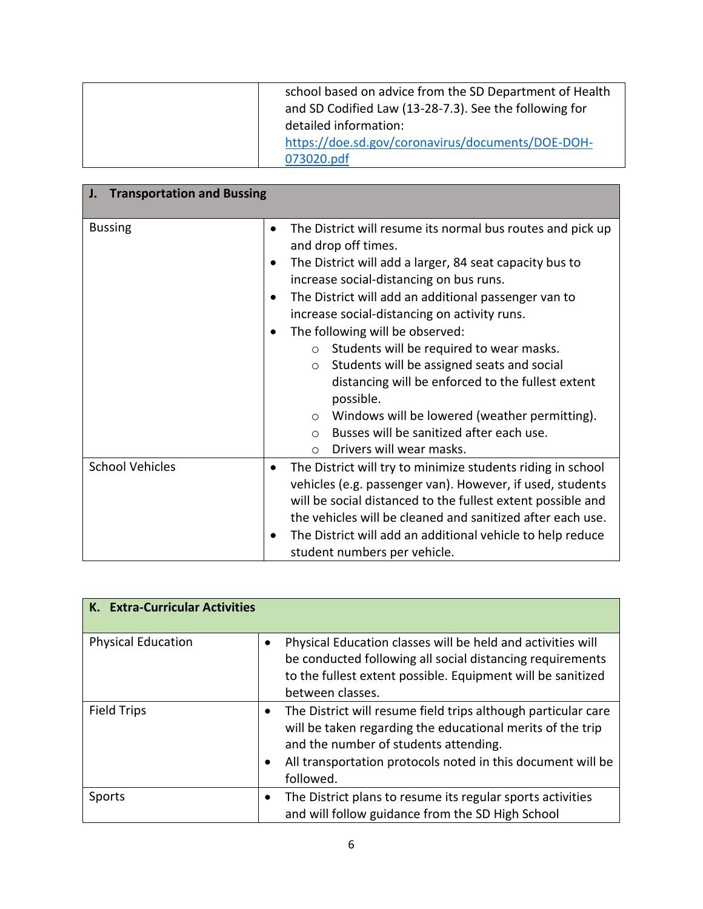| | |
|---|---|
| | school based on advice from the SD Department of Health and SD Codified Law (13-28-7.3). See the following for detailed information: [https://doe.sd.gov/coronavirus/documents/DOE-DOH-073020.pdf](https://doe.sd.gov/coronavirus/documents/DOE-DOH-073020.pdf) |

| **J. Transportation and Bussing** | |
|---|---|
| Bussing | • The District will resume its normal bus routes and pick up and drop off times.<br>• The District will add a larger, 84 seat capacity bus to increase social-distancing on bus runs.<br>• The District will add an additional passenger van to increase social-distancing on activity runs.<br>• The following will be observed:<br>  ○ Students will be required to wear masks.<br>  ○ Students will be assigned seats and social distancing will be enforced to the fullest extent possible.<br>  ○ Windows will be lowered (weather permitting).<br>  ○ Busses will be sanitized after each use.<br>  ○ Drivers will wear masks. |
| School Vehicles | • The District will try to minimize students riding in school vehicles (e.g. passenger van). However, if used, students will be social distanced to the fullest extent possible and the vehicles will be cleaned and sanitized after each use.<br>• The District will add an additional vehicle to help reduce student numbers per vehicle. |

| **K. Extra-Curricular Activities** | |
|---|---|
| Physical Education | • Physical Education classes will be held and activities will be conducted following all social distancing requirements to the fullest extent possible. Equipment will be sanitized between classes. |
| Field Trips | • The District will resume field trips although particular care will be taken regarding the educational merits of the trip and the number of students attending.<br>• All transportation protocols noted in this document will be followed. |
| Sports | • The District plans to resume its regular sports activities and will follow guidance from the SD High School |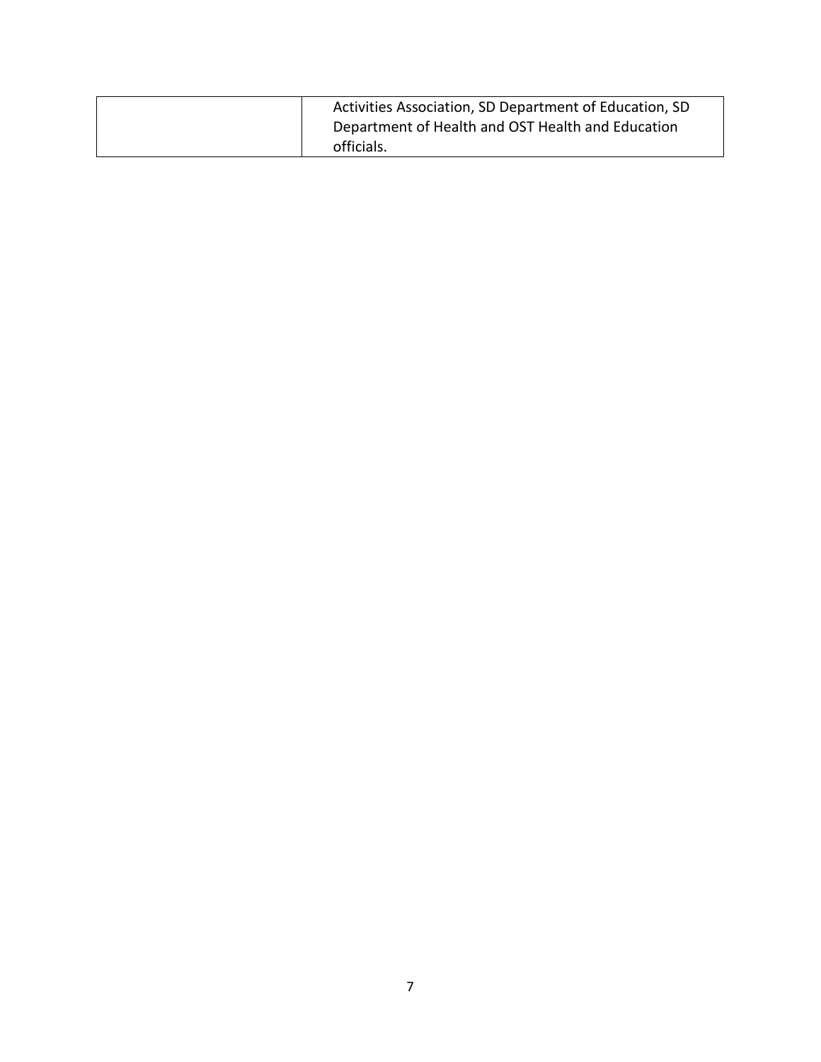|  |  |
|---|---|
|  | Activities Association, SD Department of Education, SD Department of Health and OST Health and Education officials. |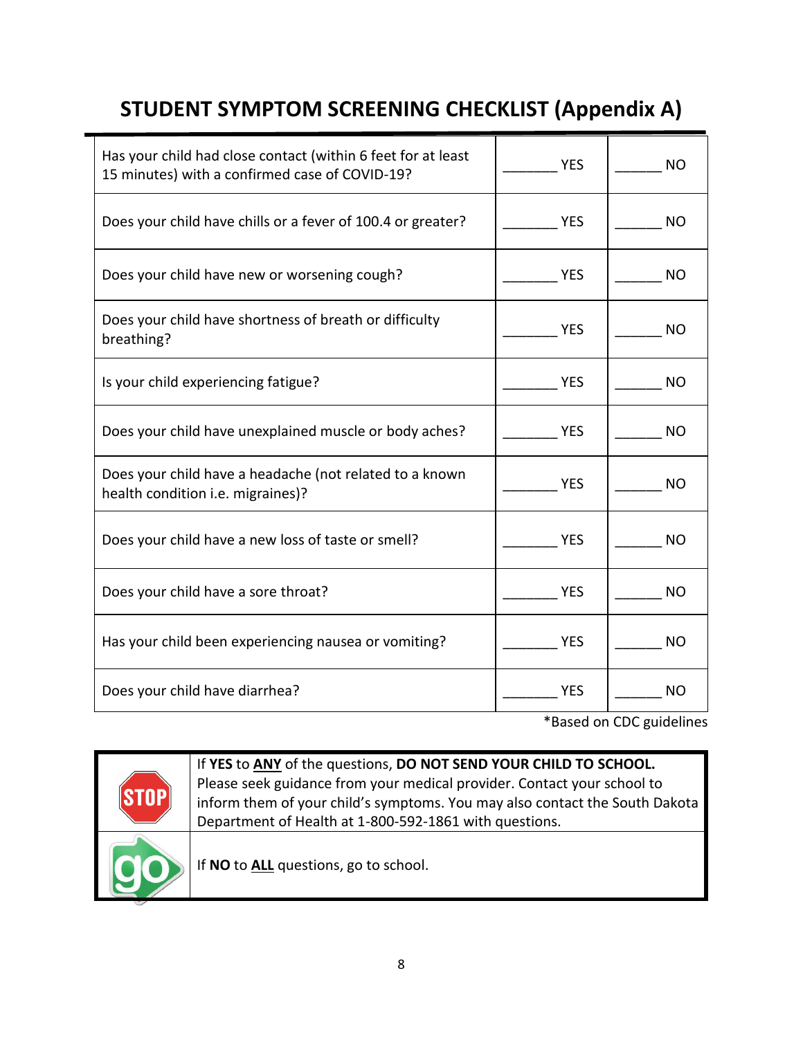# STUDENT SYMPTOM SCREENING CHECKLIST (Appendix A)

| Question | YES | NO |
|---|---|---|
| Has your child had close contact (within 6 feet for at least 15 minutes) with a confirmed case of COVID-19? | _______ YES | ______ NO |
| Does your child have chills or a fever of 100.4 or greater? | _______ YES | ______ NO |
| Does your child have new or worsening cough? | _______ YES | ______ NO |
| Does your child have shortness of breath or difficulty breathing? | _______ YES | ______ NO |
| Is your child experiencing fatigue? | _______ YES | ______ NO |
| Does your child have unexplained muscle or body aches? | _______ YES | ______ NO |
| Does your child have a headache (not related to a known health condition i.e. migraines)? | _______ YES | ______ NO |
| Does your child have a new loss of taste or smell? | _______ YES | ______ NO |
| Does your child have a sore throat? | _______ YES | ______ NO |
| Has your child been experiencing nausea or vomiting? | _______ YES | ______ NO |
| Does your child have diarrhea? | _______ YES | ______ NO |

*Based on CDC guidelines

| | |
|---|---|
| STOP | If **YES** to **<u>ANY</u>** of the questions, **DO NOT SEND YOUR CHILD TO SCHOOL.** Please seek guidance from your medical provider. Contact your school to inform them of your child's symptoms. You may also contact the South Dakota Department of Health at 1-800-592-1861 with questions. |
| go | If **NO** to **<u>ALL</u>** questions, go to school. |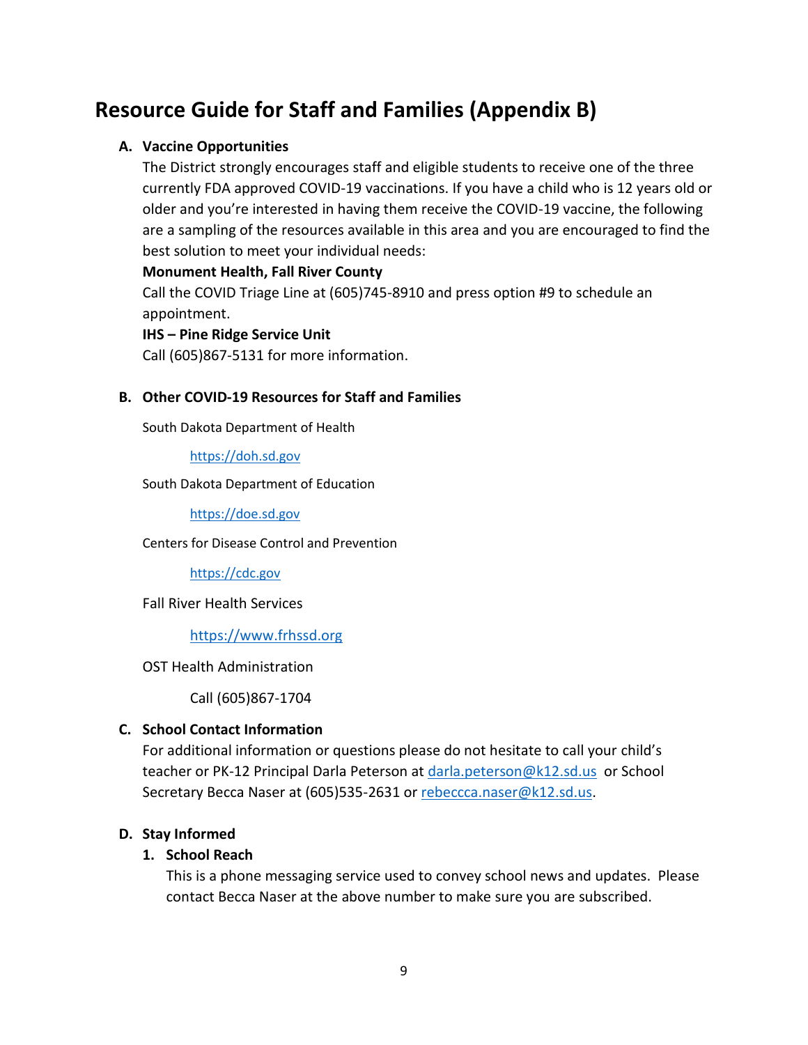# Resource Guide for Staff and Families (Appendix B)

## A. Vaccine Opportunities

The District strongly encourages staff and eligible students to receive one of the three currently FDA approved COVID-19 vaccinations. If you have a child who is 12 years old or older and you're interested in having them receive the COVID-19 vaccine, the following are a sampling of the resources available in this area and you are encouraged to find the best solution to meet your individual needs:

**Monument Health, Fall River County**

Call the COVID Triage Line at (605)745-8910 and press option #9 to schedule an appointment.

**IHS – Pine Ridge Service Unit**

Call (605)867-5131 for more information.

## B. Other COVID-19 Resources for Staff and Families

South Dakota Department of Health

https://doh.sd.gov

South Dakota Department of Education

https://doe.sd.gov

Centers for Disease Control and Prevention

https://cdc.gov

Fall River Health Services

https://www.frhssd.org

OST Health Administration

Call (605)867-1704

## C. School Contact Information

For additional information or questions please do not hesitate to call your child's teacher or PK-12 Principal Darla Peterson at darla.peterson@k12.sd.us or School Secretary Becca Naser at (605)535-2631 or rebeccca.naser@k12.sd.us.

## D. Stay Informed

### 1. School Reach

This is a phone messaging service used to convey school news and updates. Please contact Becca Naser at the above number to make sure you are subscribed.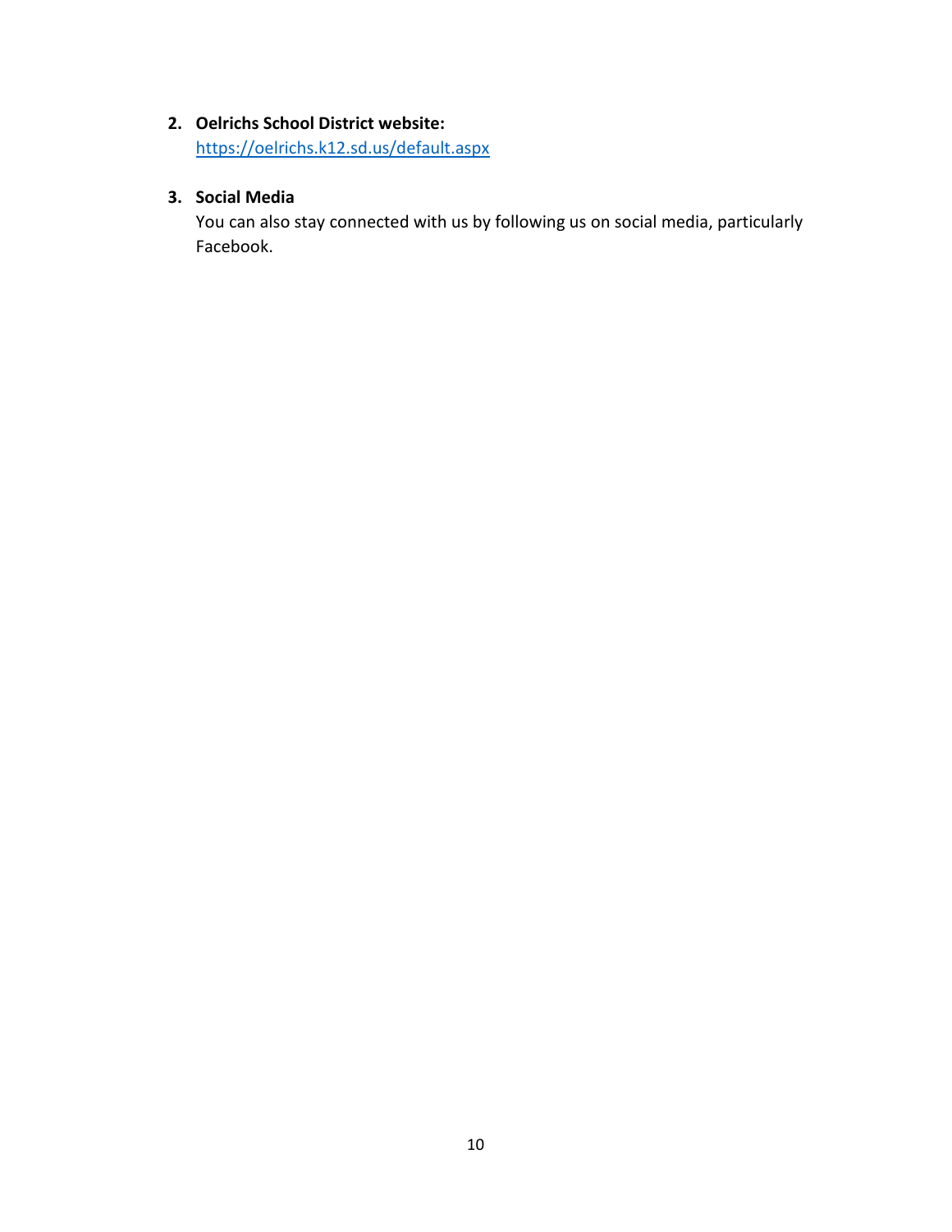2. **Oelrichs School District website:**
   https://oelrichs.k12.sd.us/default.aspx

3. **Social Media**
   You can also stay connected with us by following us on social media, particularly Facebook.